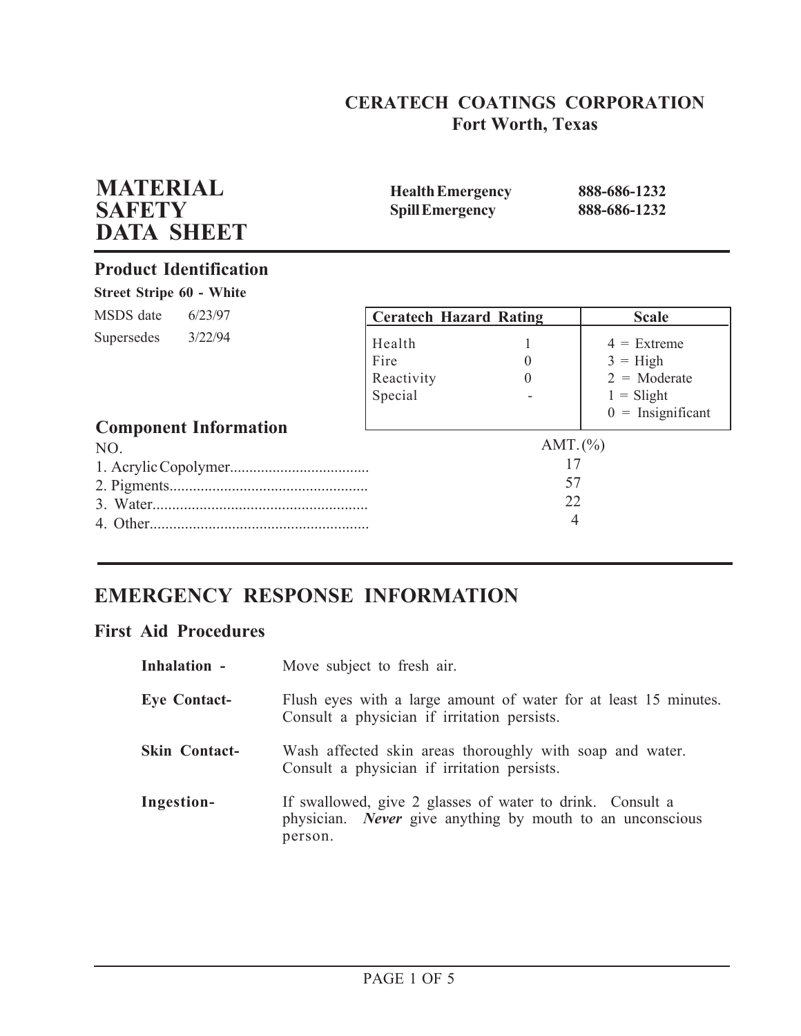**CERATECH COATINGS CORPORATION**
**Fort Worth, Texas**

# MATERIAL SAFETY DATA SHEET

| | |
|---|---|
| **Health Emergency** | **888-686-1232** |
| **Spill Emergency** | **888-686-1232** |

## Product Identification

**Street Stripe 60 - White**

MSDS date 6/23/97

Supersedes 3/22/94

| Ceratech Hazard Rating | | Scale |
|---|---|---|
| Health | 1 | 4 = Extreme |
| Fire | 0 | 3 = High |
| Reactivity | 0 | 2 = Moderate |
| Special | - | 1 = Slight |
| | | 0 = Insignificant |

## Component Information

| NO. | AMT. (%) |
|---|---|
| 1. Acrylic Copolymer | 17 |
| 2. Pigments | 57 |
| 3. Water | 22 |
| 4. Other | 4 |

# EMERGENCY RESPONSE INFORMATION

## First Aid Procedures

**Inhalation -** Move subject to fresh air.

**Eye Contact-** Flush eyes with a large amount of water for at least 15 minutes. Consult a physician if irritation persists.

**Skin Contact-** Wash affected skin areas thoroughly with soap and water. Consult a physician if irritation persists.

**Ingestion-** If swallowed, give 2 glasses of water to drink. Consult a physician. ***Never*** give anything by mouth to an unconscious person.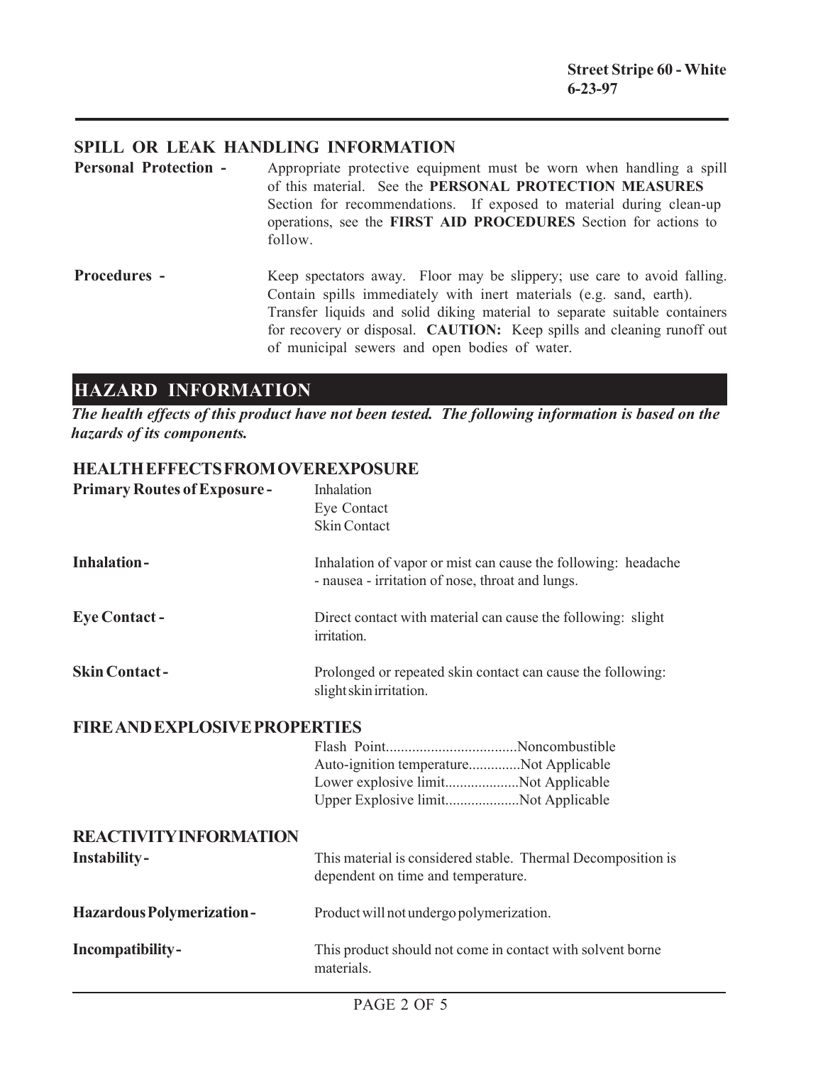## SPILL OR LEAK HANDLING INFORMATION

**Personal Protection -** Appropriate protective equipment must be worn when handling a spill of this material. See the **PERSONAL PROTECTION MEASURES** Section for recommendations. If exposed to material during clean-up operations, see the **FIRST AID PROCEDURES** Section for actions to follow.

**Procedures -** Keep spectators away. Floor may be slippery; use care to avoid falling. Contain spills immediately with inert materials (e.g. sand, earth). Transfer liquids and solid diking material to separate suitable containers for recovery or disposal. **CAUTION:** Keep spills and cleaning runoff out of municipal sewers and open bodies of water.

# HAZARD INFORMATION

***The health effects of this product have not been tested. The following information is based on the hazards of its components.***

## HEALTH EFFECTS FROM OVEREXPOSURE

**Primary Routes of Exposure -** Inhalation
Eye Contact
Skin Contact

**Inhalation -** Inhalation of vapor or mist can cause the following: headache - nausea - irritation of nose, throat and lungs.

**Eye Contact -** Direct contact with material can cause the following: slight irritation.

**Skin Contact -** Prolonged or repeated skin contact can cause the following: slight skin irritation.

## FIRE AND EXPLOSIVE PROPERTIES

Flash Point...................................Noncombustible
Auto-ignition temperature..............Not Applicable
Lower explosive limit....................Not Applicable
Upper Explosive limit....................Not Applicable

## REACTIVITY INFORMATION

**Instability -** This material is considered stable. Thermal Decomposition is dependent on time and temperature.

**Hazardous Polymerization -** Product will not undergo polymerization.

**Incompatibility -** This product should not come in contact with solvent borne materials.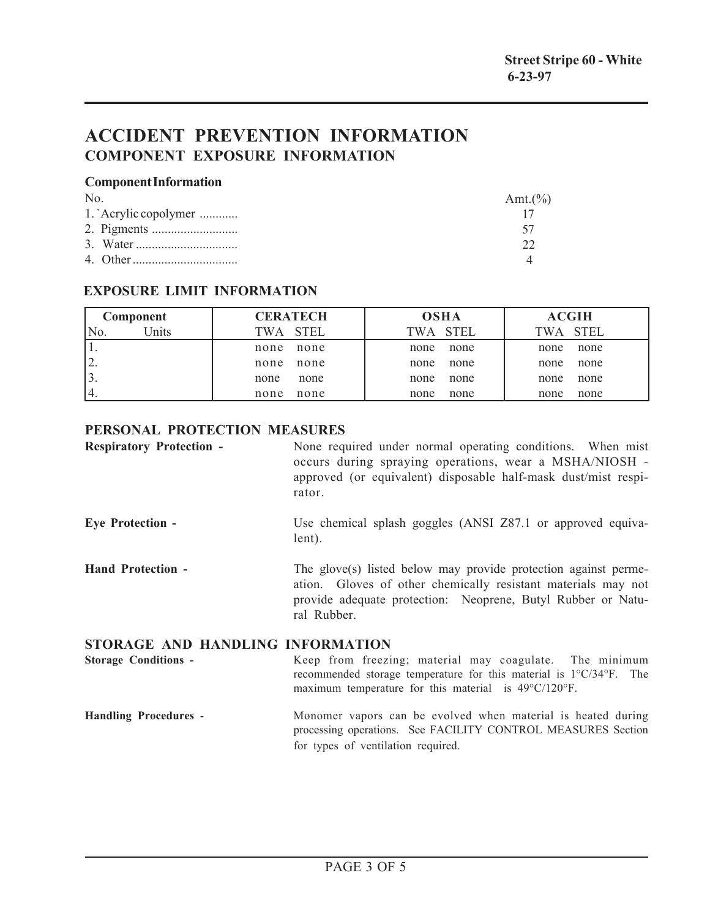# ACCIDENT PREVENTION INFORMATION

## COMPONENT EXPOSURE INFORMATION

### Component Information

| No. | Amt.(%) |
|---|---|
| 1. `Acrylic copolymer | 17 |
| 2. Pigments | 57 |
| 3. Water | 22 |
| 4. Other | 4 |

### EXPOSURE LIMIT INFORMATION

| Component | | CERATECH | | OSHA | | ACGIH | |
|---|---|---|---|---|---|---|---|
| No. | Units | TWA | STEL | TWA | STEL | TWA | STEL |
| 1. | | none | none | none | none | none | none |
| 2. | | none | none | none | none | none | none |
| 3. | | none | none | none | none | none | none |
| 4. | | none | none | none | none | none | none |

### PERSONAL PROTECTION MEASURES

**Respiratory Protection -** None required under normal operating conditions. When mist occurs during spraying operations, wear a MSHA/NIOSH - approved (or equivalent) disposable half-mask dust/mist respirator.

**Eye Protection -** Use chemical splash goggles (ANSI Z87.1 or approved equivalent).

**Hand Protection -** The glove(s) listed below may provide protection against permeation. Gloves of other chemically resistant materials may not provide adequate protection: Neoprene, Butyl Rubber or Natural Rubber.

### STORAGE AND HANDLING INFORMATION

**Storage Conditions -** Keep from freezing; material may coagulate. The minimum recommended storage temperature for this material is 1°C/34°F. The maximum temperature for this material is 49°C/120°F.

**Handling Procedures** - Monomer vapors can be evolved when material is heated during processing operations. See FACILITY CONTROL MEASURES Section for types of ventilation required.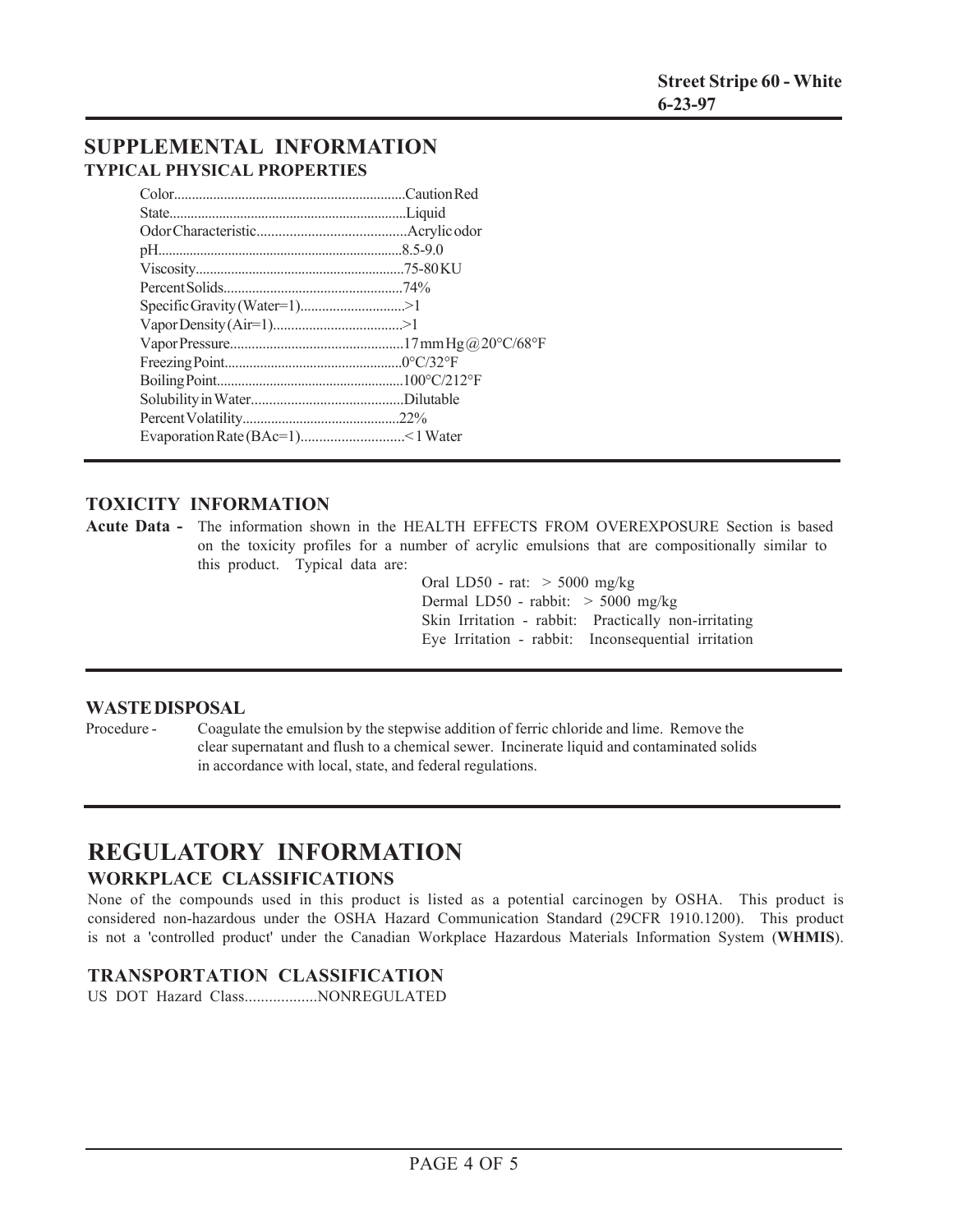## SUPPLEMENTAL INFORMATION

### TYPICAL PHYSICAL PROPERTIES

| Property | Value |
|---|---|
| Color | Caution Red |
| State | Liquid |
| Odor Characteristic | Acrylic odor |
| pH | 8.5-9.0 |
| Viscosity | 75-80 KU |
| Percent Solids | 74% |
| Specific Gravity (Water=1) | >1 |
| Vapor Density (Air=1) | >1 |
| Vapor Pressure | 17 mm Hg @ 20°C/68°F |
| Freezing Point | 0°C/32°F |
| Boiling Point | 100°C/212°F |
| Solubility in Water | Dilutable |
| Percent Volatility | 22% |
| Evaporation Rate (BAc=1) | < 1 Water |

### TOXICITY INFORMATION

**Acute Data -** The information shown in the HEALTH EFFECTS FROM OVEREXPOSURE Section is based on the toxicity profiles for a number of acrylic emulsions that are compositionally similar to this product. Typical data are:

Oral LD50 - rat: > 5000 mg/kg
Dermal LD50 - rabbit: > 5000 mg/kg
Skin Irritation - rabbit: Practically non-irritating
Eye Irritation - rabbit: Inconsequential irritation

### WASTE DISPOSAL

Procedure - Coagulate the emulsion by the stepwise addition of ferric chloride and lime. Remove the clear supernatant and flush to a chemical sewer. Incinerate liquid and contaminated solids in accordance with local, state, and federal regulations.

## REGULATORY INFORMATION

### WORKPLACE CLASSIFICATIONS

None of the compounds used in this product is listed as a potential carcinogen by OSHA. This product is considered non-hazardous under the OSHA Hazard Communication Standard (29CFR 1910.1200). This product is not a 'controlled product' under the Canadian Workplace Hazardous Materials Information System (**WHMIS**).

### TRANSPORTATION CLASSIFICATION

US DOT Hazard Class..................NONREGULATED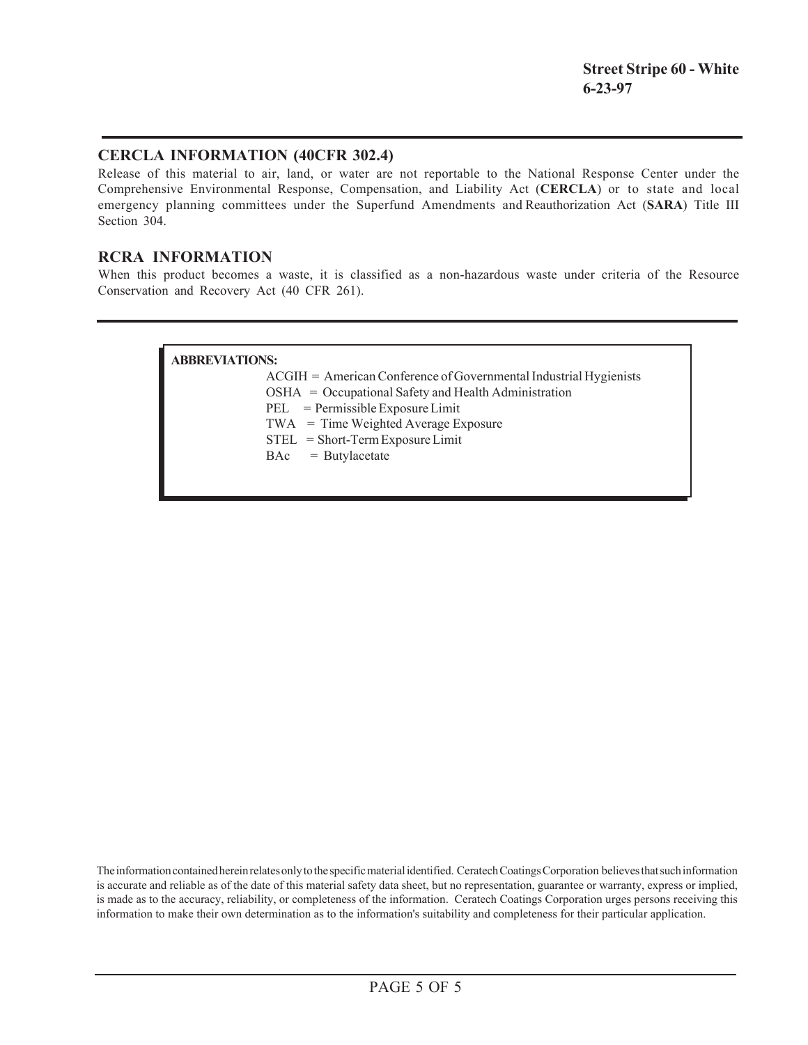## CERCLA INFORMATION (40CFR 302.4)

Release of this material to air, land, or water are not reportable to the National Response Center under the Comprehensive Environmental Response, Compensation, and Liability Act (**CERCLA**) or to state and local emergency planning committees under the Superfund Amendments and Reauthorization Act (**SARA**) Title III Section 304.

## RCRA INFORMATION

When this product becomes a waste, it is classified as a non-hazardous waste under criteria of the Resource Conservation and Recovery Act (40 CFR 261).

**ABBREVIATIONS:**

ACGIH = American Conference of Governmental Industrial Hygienists
OSHA = Occupational Safety and Health Administration
PEL = Permissible Exposure Limit
TWA = Time Weighted Average Exposure
STEL = Short-Term Exposure Limit
BAc = Butylacetate

The information contained herein relates only to the specific material identified. Ceratech Coatings Corporation believes that such information is accurate and reliable as of the date of this material safety data sheet, but no representation, guarantee or warranty, express or implied, is made as to the accuracy, reliability, or completeness of the information. Ceratech Coatings Corporation urges persons receiving this information to make their own determination as to the information's suitability and completeness for their particular application.